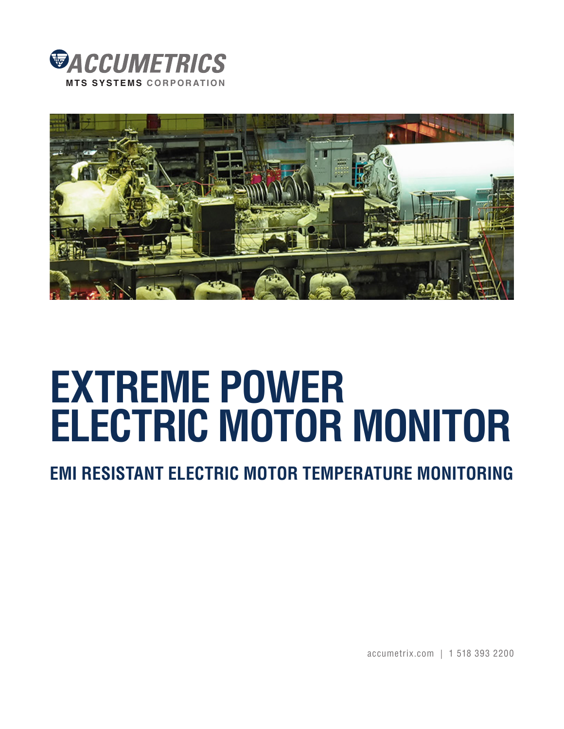ACCUMETRICS

MTS SYSTEMS CORPORATION

# EXTREME POWER ELECTRIC MOTOR MONITOR

## EMI RESISTANT ELECTRIC MOTOR TEMPERATURE MONITORING

accumetrix.com | 1 518 393 2200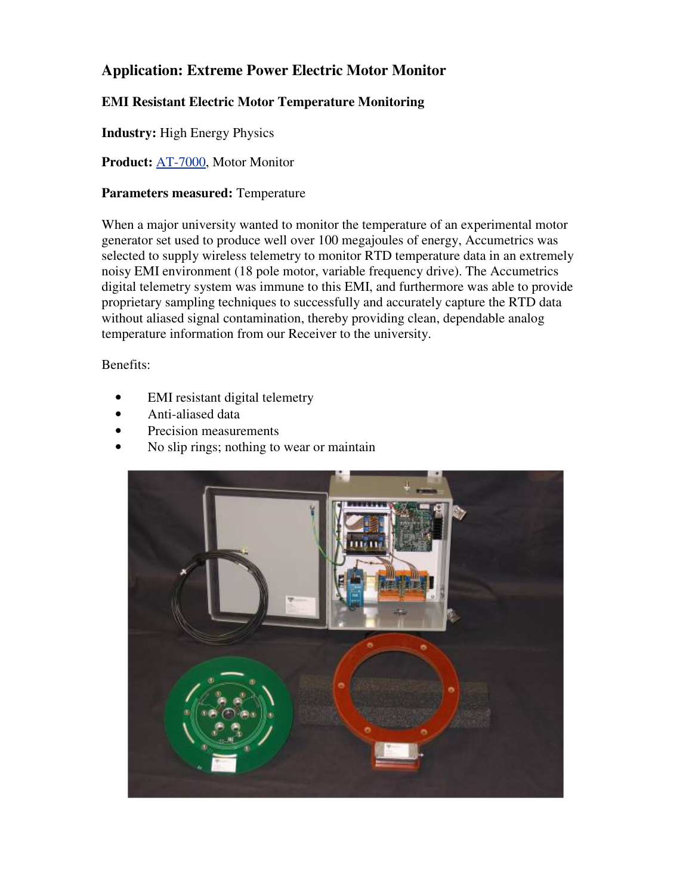## Application: Extreme Power Electric Motor Monitor

### EMI Resistant Electric Motor Temperature Monitoring

**Industry:** High Energy Physics

**Product:** AT-7000, Motor Monitor

**Parameters measured:** Temperature

When a major university wanted to monitor the temperature of an experimental motor generator set used to produce well over 100 megajoules of energy, Accumetrics was selected to supply wireless telemetry to monitor RTD temperature data in an extremely noisy EMI environment (18 pole motor, variable frequency drive). The Accumetrics digital telemetry system was immune to this EMI, and furthermore was able to provide proprietary sampling techniques to successfully and accurately capture the RTD data without aliased signal contamination, thereby providing clean, dependable analog temperature information from our Receiver to the university.

Benefits:

- EMI resistant digital telemetry
- Anti-aliased data
- Precision measurements
- No slip rings; nothing to wear or maintain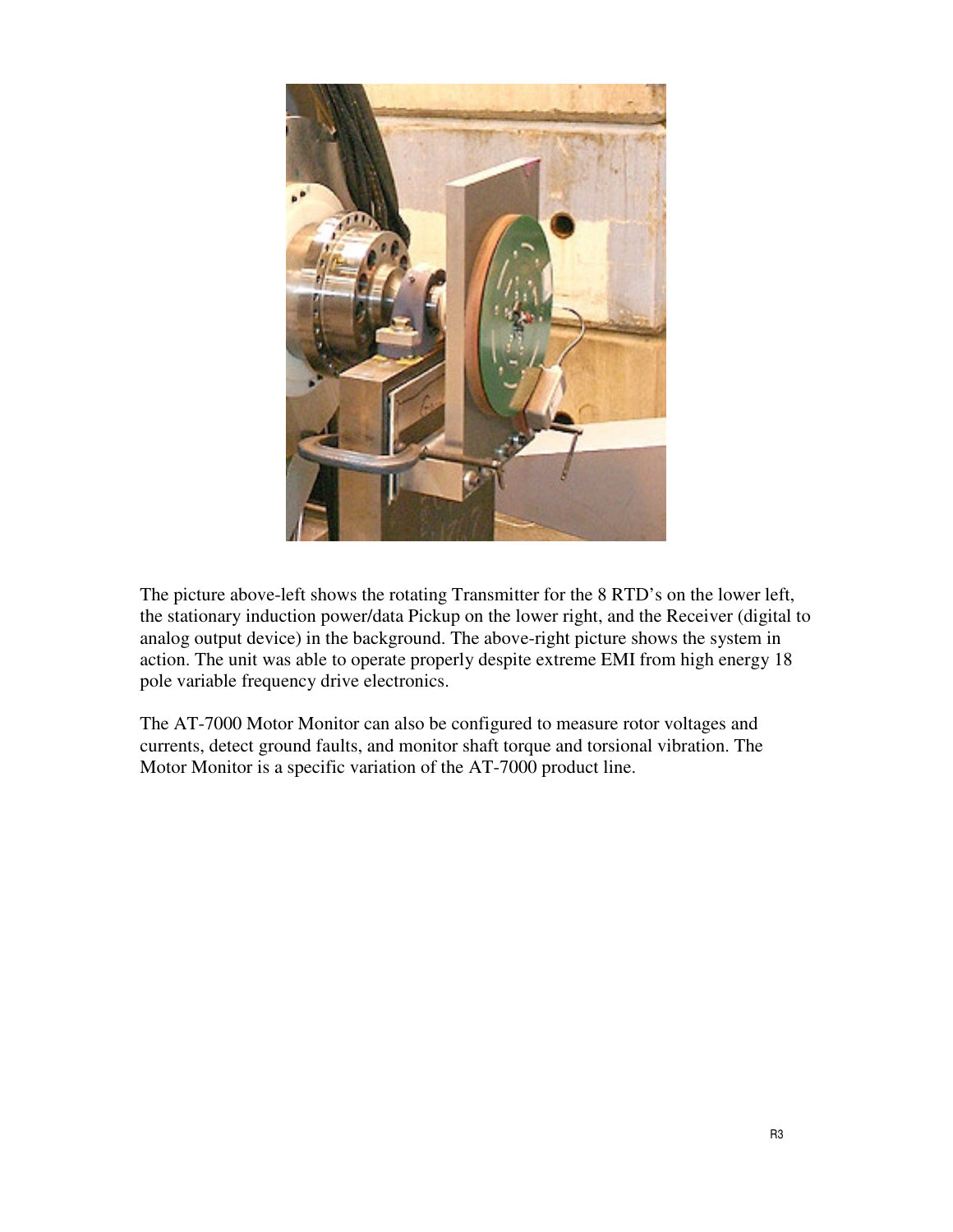The picture above-left shows the rotating Transmitter for the 8 RTD's on the lower left, the stationary induction power/data Pickup on the lower right, and the Receiver (digital to analog output device) in the background. The above-right picture shows the system in action. The unit was able to operate properly despite extreme EMI from high energy 18 pole variable frequency drive electronics.

The AT-7000 Motor Monitor can also be configured to measure rotor voltages and currents, detect ground faults, and monitor shaft torque and torsional vibration. The Motor Monitor is a specific variation of the AT-7000 product line.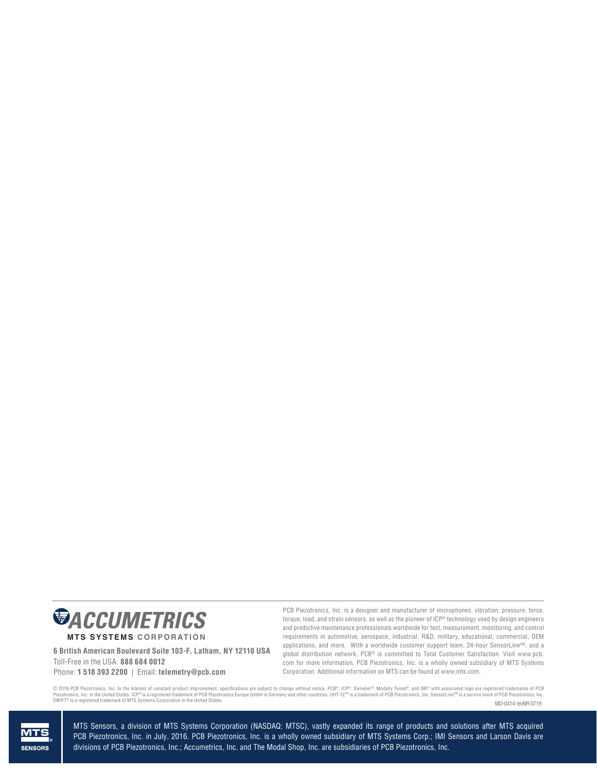**ACCUMETRICS**
**MTS SYSTEMS CORPORATION**

**6 British American Boulevard Suite 103-F, Latham, NY 12110 USA**
Toll-Free in the USA: **888 684 0012**
Phone: **1 518 393 2200** | Email: **telemetry@pcb.com**

PCB Piezotronics, Inc. is a designer and manufacturer of microphones, vibration, pressure, force, torque, load, and strain sensors, as well as the pioneer of ICP® technology used by design engineers and predictive maintenance professionals worldwide for test, measurement, monitoring, and control requirements in automotive, aerospace, industrial, R&D, military, educational, commercial, OEM applications, and more. With a worldwide customer support team, 24-hour SensorLine℠, and a global distribution network, PCB® is committed to Total Customer Satisfaction. Visit www.pcb.com for more information. PCB Piezotronics, Inc. is a wholly owned subsidiary of MTS Systems Corporation. Additional information on MTS can be found at www.mts.com.

© 2019 PCB Piezotronics, Inc. In the interest of constant product improvement, specifications are subject to change without notice. PCB®, ICP®, Swiveler®, Modally Tuned®, and IMI® with associated logo are registered trademarks of PCB Piezotronics, Inc. in the United States. ICP® is a registered trademark of PCB Piezotronics Europe GmbH in Germany and other countries. UHT-12™ is a trademark of PCB Piezotronics, Inc. SensorLine℠ is a service mark of PCB Piezotronics, Inc. SWIFT® is a registered trademark of MTS Systems Corporation in the United States.

MD-0414 revNR 0719

MTS SENSORS

MTS Sensors, a division of MTS Systems Corporation (NASDAQ: MTSC), vastly expanded its range of products and solutions after MTS acquired PCB Piezotronics, Inc. in July, 2016. PCB Piezotronics, Inc. is a wholly owned subsidiary of MTS Systems Corp.; IMI Sensors and Larson Davis are divisions of PCB Piezotronics, Inc.; Accumetrics, Inc. and The Modal Shop, Inc. are subsidiaries of PCB Piezotronics, Inc.